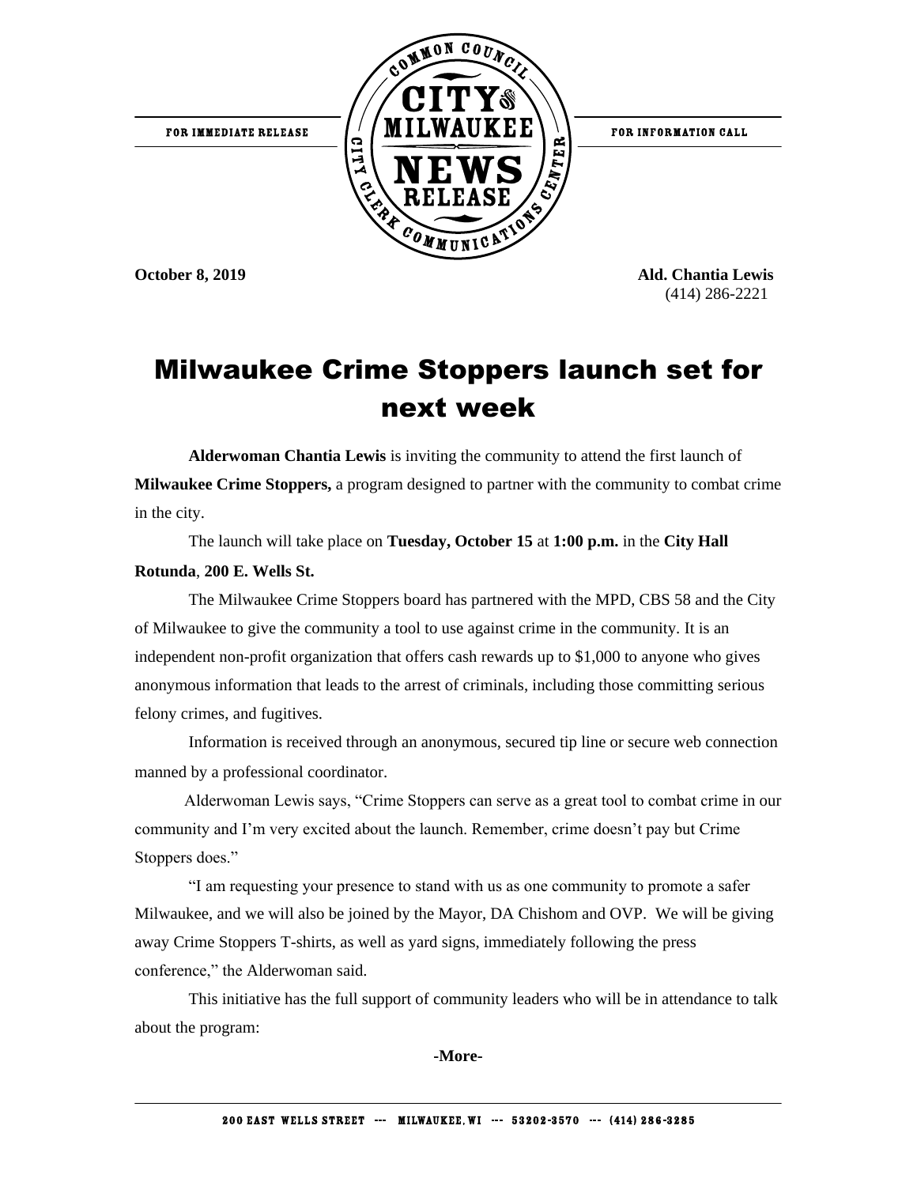FOR IMMEDIATE RELEASE

**CITY OF MILWAUKEE NEWS RELEASE**

Common Council — City Clerk Communications Center

FOR INFORMATION CALL

**October 8, 2019**

**Ald. Chantia Lewis**
(414) 286-2221

# Milwaukee Crime Stoppers launch set for next week

**Alderwoman Chantia Lewis** is inviting the community to attend the first launch of **Milwaukee Crime Stoppers,** a program designed to partner with the community to combat crime in the city.

The launch will take place on **Tuesday, October 15** at **1:00 p.m.** in the **City Hall Rotunda**, **200 E. Wells St.**

The Milwaukee Crime Stoppers board has partnered with the MPD, CBS 58 and the City of Milwaukee to give the community a tool to use against crime in the community. It is an independent non-profit organization that offers cash rewards up to $1,000 to anyone who gives anonymous information that leads to the arrest of criminals, including those committing serious felony crimes, and fugitives.

Information is received through an anonymous, secured tip line or secure web connection manned by a professional coordinator.

Alderwoman Lewis says, "Crime Stoppers can serve as a great tool to combat crime in our community and I'm very excited about the launch. Remember, crime doesn't pay but Crime Stoppers does."

"I am requesting your presence to stand with us as one community to promote a safer Milwaukee, and we will also be joined by the Mayor, DA Chishom and OVP. We will be giving away Crime Stoppers T-shirts, as well as yard signs, immediately following the press conference," the Alderwoman said.

This initiative has the full support of community leaders who will be in attendance to talk about the program:

**-More-**

200 EAST WELLS STREET --- MILWAUKEE, WI --- 53202-3570 --- (414) 286-3285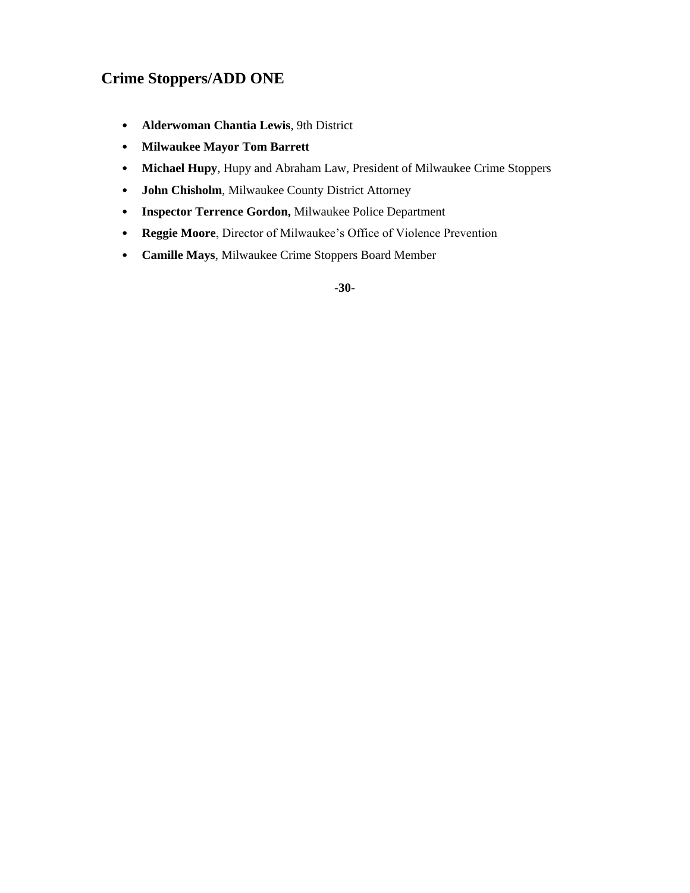## Crime Stoppers/ADD ONE

- **Alderwoman Chantia Lewis**, 9th District
- **Milwaukee Mayor Tom Barrett**
- **Michael Hupy**, Hupy and Abraham Law, President of Milwaukee Crime Stoppers
- **John Chisholm**, Milwaukee County District Attorney
- **Inspector Terrence Gordon,** Milwaukee Police Department
- **Reggie Moore**, Director of Milwaukee's Office of Violence Prevention
- **Camille Mays**, Milwaukee Crime Stoppers Board Member

**-30-**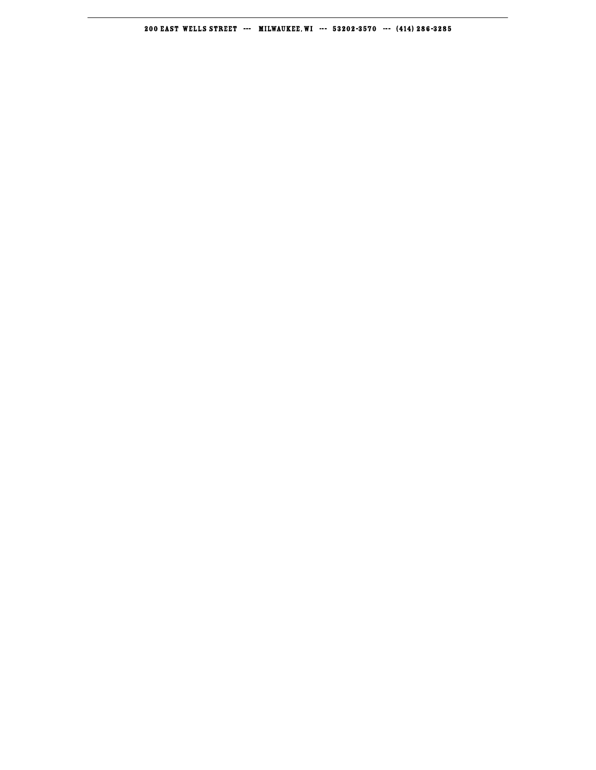200 EAST WELLS STREET --- MILWAUKEE, WI --- 53202-3570 --- (414) 286-3285